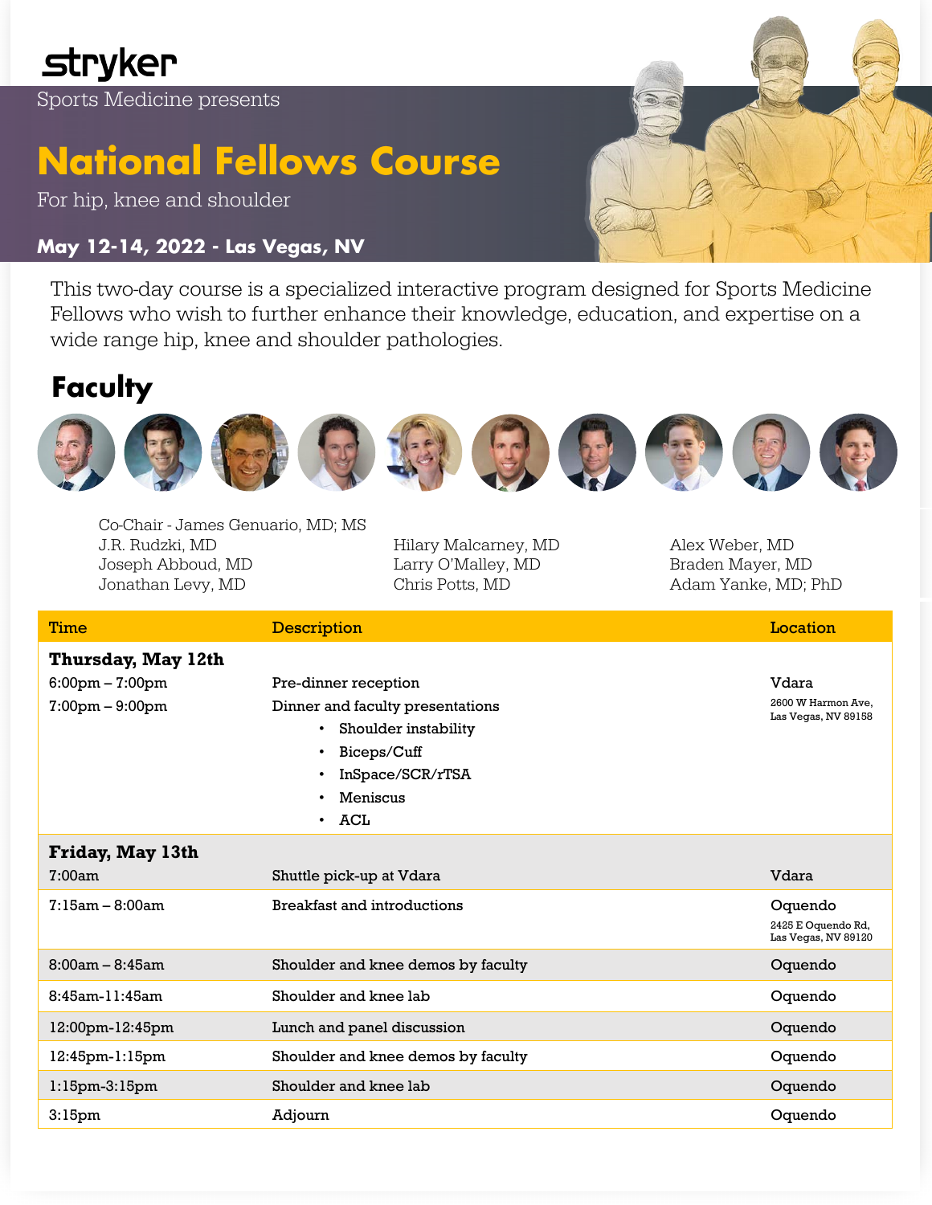stryker

Sports Medicine presents

# National Fellows Course

For hip, knee and shoulder

**May 12-14, 2022 - Las Vegas, NV**

This two-day course is a specialized interactive program designed for Sports Medicine Fellows who wish to further enhance their knowledge, education, and expertise on a wide range hip, knee and shoulder pathologies.

## Faculty

Co-Chair - James Genuario, MD; MS
J.R. Rudzki, MD
Joseph Abboud, MD
Jonathan Levy, MD

Hilary Malcarney, MD
Larry O'Malley, MD
Chris Potts, MD

Alex Weber, MD
Braden Mayer, MD
Adam Yanke, MD; PhD

| Time | Description | Location |
|---|---|---|
| **Thursday, May 12th** | | |
| 6:00pm – 7:00pm | Pre-dinner reception | Vdara<br>2600 W Harmon Ave, Las Vegas, NV 89158 |
| 7:00pm – 9:00pm | Dinner and faculty presentations<br>• Shoulder instability<br>• Biceps/Cuff<br>• InSpace/SCR/rTSA<br>• Meniscus<br>• ACL | |
| **Friday, May 13th** | | |
| 7:00am | Shuttle pick-up at Vdara | Vdara |
| 7:15am – 8:00am | Breakfast and introductions | Oquendo<br>2425 E Oquendo Rd, Las Vegas, NV 89120 |
| 8:00am – 8:45am | Shoulder and knee demos by faculty | Oquendo |
| 8:45am-11:45am | Shoulder and knee lab | Oquendo |
| 12:00pm-12:45pm | Lunch and panel discussion | Oquendo |
| 12:45pm-1:15pm | Shoulder and knee demos by faculty | Oquendo |
| 1:15pm-3:15pm | Shoulder and knee lab | Oquendo |
| 3:15pm | Adjourn | Oquendo |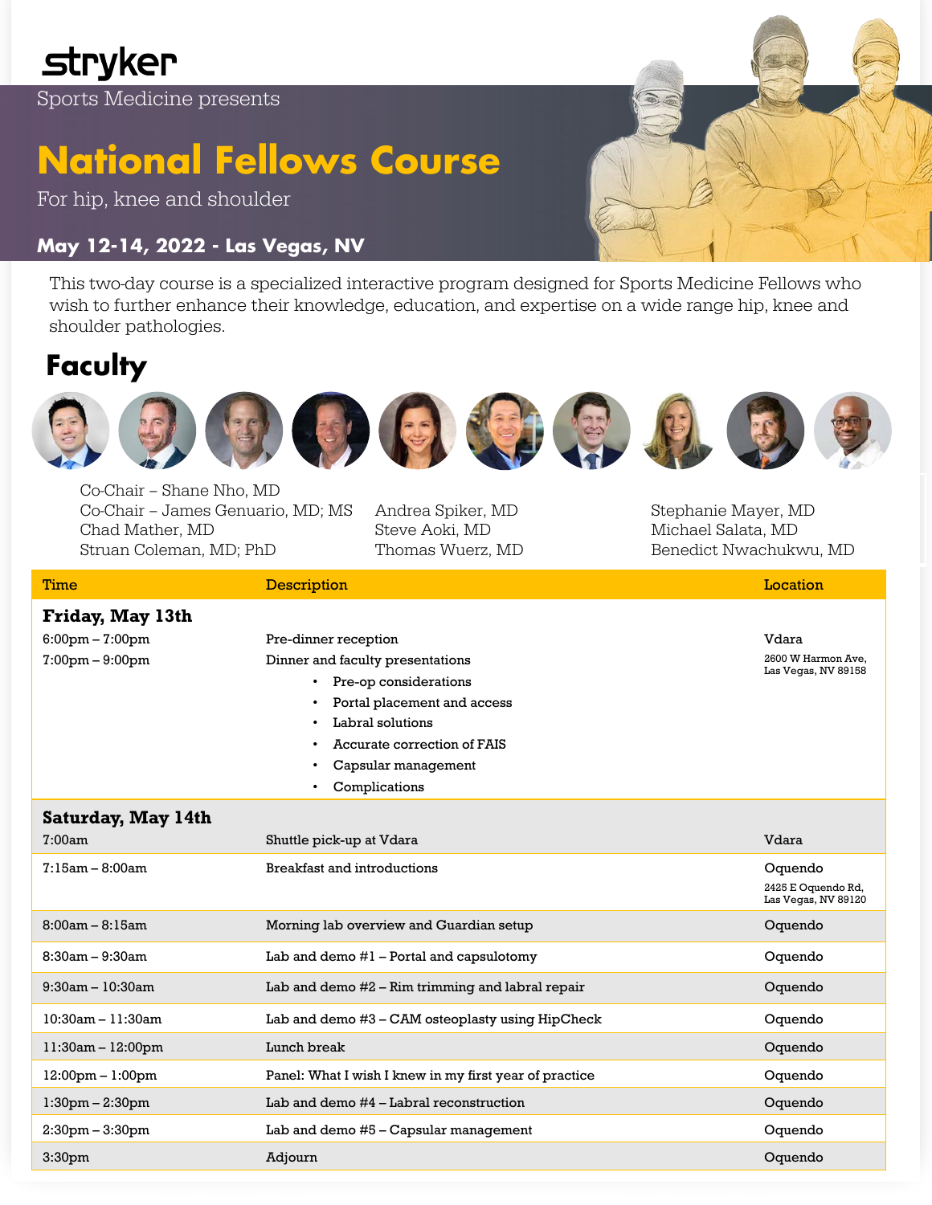stryker

Sports Medicine presents

# National Fellows Course

For hip, knee and shoulder

**May 12-14, 2022 - Las Vegas, NV**

This two-day course is a specialized interactive program designed for Sports Medicine Fellows who wish to further enhance their knowledge, education, and expertise on a wide range hip, knee and shoulder pathologies.

## Faculty

Co-Chair – Shane Nho, MD
Co-Chair – James Genuario, MD; MS
Chad Mather, MD
Struan Coleman, MD; PhD
Andrea Spiker, MD
Steve Aoki, MD
Thomas Wuerz, MD
Stephanie Mayer, MD
Michael Salata, MD
Benedict Nwachukwu, MD

| Time | Description | Location |
|---|---|---|
| **Friday, May 13th** | | |
| 6:00pm – 7:00pm | Pre-dinner reception | **Vdara** |
| 7:00pm – 9:00pm | Dinner and faculty presentations<br>• Pre-op considerations<br>• Portal placement and access<br>• Labral solutions<br>• Accurate correction of FAIS<br>• Capsular management<br>• Complications | 2600 W Harmon Ave, Las Vegas, NV 89158 |
| **Saturday, May 14th** | | |
| 7:00am | Shuttle pick-up at Vdara | Vdara |
| 7:15am – 8:00am | Breakfast and introductions | Oquendo<br>2425 E Oquendo Rd, Las Vegas, NV 89120 |
| 8:00am – 8:15am | Morning lab overview and Guardian setup | Oquendo |
| 8:30am – 9:30am | Lab and demo #1 – Portal and capsulotomy | Oquendo |
| 9:30am – 10:30am | Lab and demo #2 – Rim trimming and labral repair | Oquendo |
| 10:30am – 11:30am | Lab and demo #3 – CAM osteoplasty using HipCheck | Oquendo |
| 11:30am – 12:00pm | Lunch break | Oquendo |
| 12:00pm – 1:00pm | Panel: What I wish I knew in my first year of practice | Oquendo |
| 1:30pm – 2:30pm | Lab and demo #4 – Labral reconstruction | Oquendo |
| 2:30pm – 3:30pm | Lab and demo #5 – Capsular management | Oquendo |
| 3:30pm | Adjourn | Oquendo |